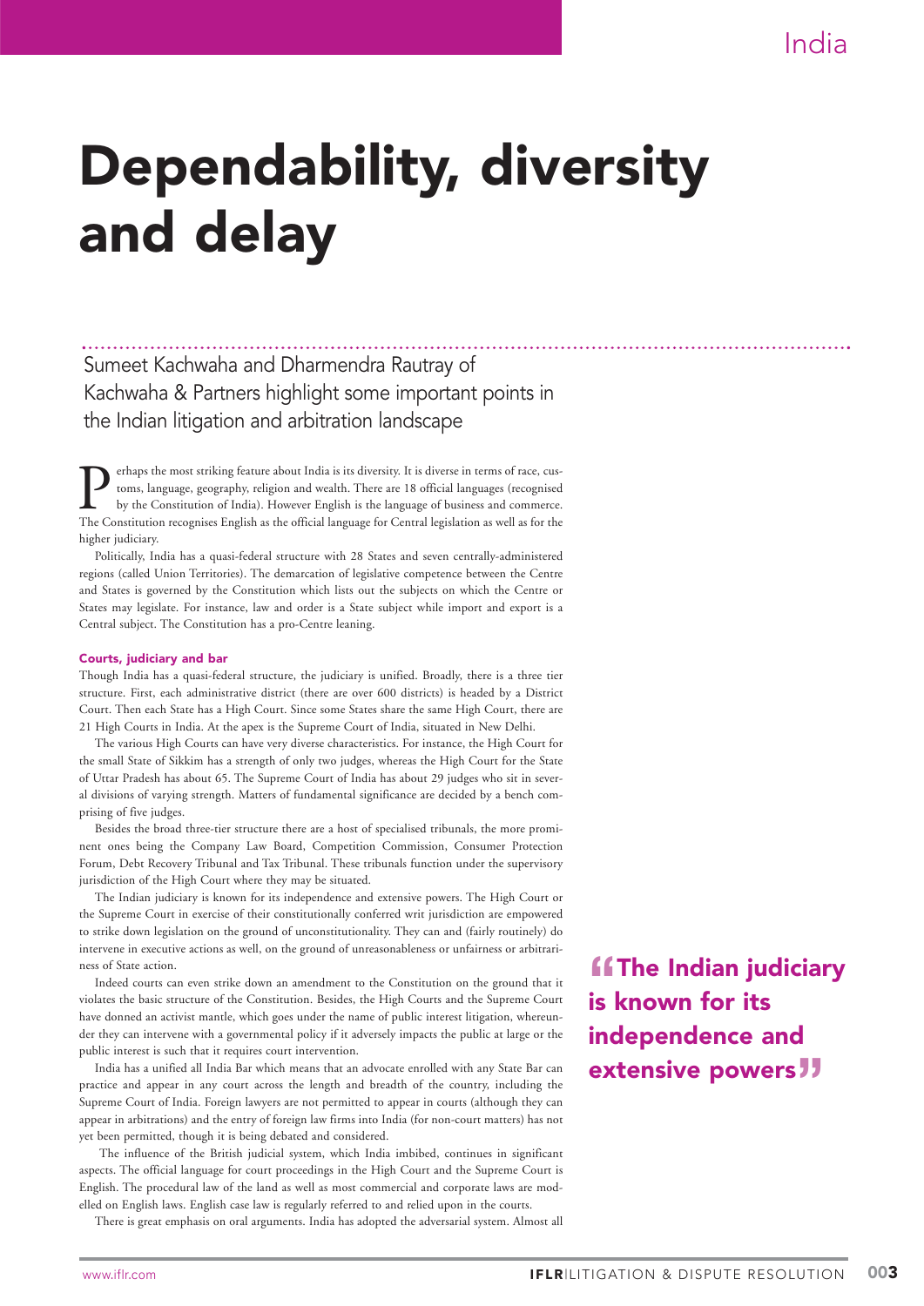# Dependability, diversity and delay

Sumeet Kachwaha and Dharmendra Rautray of Kachwaha & Partners highlight some important points in the Indian litigation and arbitration landscape

Perhaps the most striking feature about India is its diversity. It is diverse in terms of race, customs, language, geography, religion and wealth. There are 18 official languages (recognised by the Constitution of India). However English is the language of business and commerce. The Constitution recognises English as the official language for Central legislation as well as for the higher judiciary.

Politically, India has a quasi-federal structure with 28 States and seven centrally-administered regions (called Union Territories). The demarcation of legislative competence between the Centre and States is governed by the Constitution which lists out the subjects on which the Centre or States may legislate. For instance, law and order is a State subject while import and export is a Central subject. The Constitution has a pro-Centre leaning.

### Courts, judiciary and bar

Though India has a quasi-federal structure, the judiciary is unified. Broadly, there is a three tier structure. First, each administrative district (there are over 600 districts) is headed by a District Court. Then each State has a High Court. Since some States share the same High Court, there are 21 High Courts in India. At the apex is the Supreme Court of India, situated in New Delhi.

The various High Courts can have very diverse characteristics. For instance, the High Court for the small State of Sikkim has a strength of only two judges, whereas the High Court for the State of Uttar Pradesh has about 65. The Supreme Court of India has about 29 judges who sit in several divisions of varying strength. Matters of fundamental significance are decided by a bench comprising of five judges.

Besides the broad three-tier structure there are a host of specialised tribunals, the more prominent ones being the Company Law Board, Competition Commission, Consumer Protection Forum, Debt Recovery Tribunal and Tax Tribunal. These tribunals function under the supervisory jurisdiction of the High Court where they may be situated.

The Indian judiciary is known for its independence and extensive powers. The High Court or the Supreme Court in exercise of their constitutionally conferred writ jurisdiction are empowered to strike down legislation on the ground of unconstitutionality. They can and (fairly routinely) do intervene in executive actions as well, on the ground of unreasonableness or unfairness or arbitrariness of State action.

Indeed courts can even strike down an amendment to the Constitution on the ground that it violates the basic structure of the Constitution. Besides, the High Courts and the Supreme Court have donned an activist mantle, which goes under the name of public interest litigation, whereunder they can intervene with a governmental policy if it adversely impacts the public at large or the public interest is such that it requires court intervention.

> **"The Indian judiciary is known for its independence and extensive powers"**

India has a unified all India Bar which means that an advocate enrolled with any State Bar can practice and appear in any court across the length and breadth of the country, including the Supreme Court of India. Foreign lawyers are not permitted to appear in courts (although they can appear in arbitrations) and the entry of foreign law firms into India (for non-court matters) has not yet been permitted, though it is being debated and considered.

The influence of the British judicial system, which India imbibed, continues in significant aspects. The official language for court proceedings in the High Court and the Supreme Court is English. The procedural law of the land as well as most commercial and corporate laws are modelled on English laws. English case law is regularly referred to and relied upon in the courts.

There is great emphasis on oral arguments. India has adopted the adversarial system. Almost all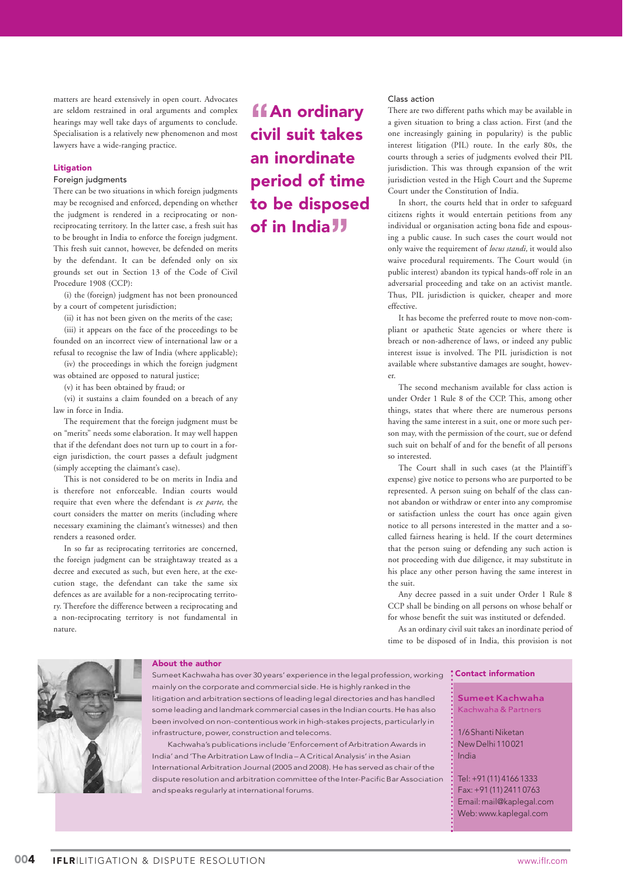matters are heard extensively in open court. Advocates are seldom restrained in oral arguments and complex hearings may well take days of arguments to conclude. Specialisation is a relatively new phenomenon and most lawyers have a wide-ranging practice.

## Litigation

### Foreign judgments

There can be two situations in which foreign judgments may be recognised and enforced, depending on whether the judgment is rendered in a reciprocating or non-reciprocating territory. In the latter case, a fresh suit has to be brought in India to enforce the foreign judgment. This fresh suit cannot, however, be defended on merits by the defendant. It can be defended only on six grounds set out in Section 13 of the Code of Civil Procedure 1908 (CCP):

(i) the (foreign) judgment has not been pronounced by a court of competent jurisdiction;

(ii) it has not been given on the merits of the case;

(iii) it appears on the face of the proceedings to be founded on an incorrect view of international law or a refusal to recognise the law of India (where applicable);

(iv) the proceedings in which the foreign judgment was obtained are opposed to natural justice;

(v) it has been obtained by fraud; or

(vi) it sustains a claim founded on a breach of any law in force in India.

The requirement that the foreign judgment must be on "merits" needs some elaboration. It may well happen that if the defendant does not turn up to court in a foreign jurisdiction, the court passes a default judgment (simply accepting the claimant's case).

This is not considered to be on merits in India and is therefore not enforceable. Indian courts would require that even where the defendant is *ex parte*, the court considers the matter on merits (including where necessary examining the claimant's witnesses) and then renders a reasoned order.

In so far as reciprocating territories are concerned, the foreign judgment can be straightaway treated as a decree and executed as such, but even here, at the execution stage, the defendant can take the same six defences as are available for a non-reciprocating territory. Therefore the difference between a reciprocating and a non-reciprocating territory is not fundamental in nature.

> **"An ordinary civil suit takes an inordinate period of time to be disposed of in India"**

### Class action

There are two different paths which may be available in a given situation to bring a class action. First (and the one increasingly gaining in popularity) is the public interest litigation (PIL) route. In the early 80s, the courts through a series of judgments evolved their PIL jurisdiction. This was through expansion of the writ jurisdiction vested in the High Court and the Supreme Court under the Constitution of India.

In short, the courts held that in order to safeguard citizens rights it would entertain petitions from any individual or organisation acting bona fide and espousing a public cause. In such cases the court would not only waive the requirement of *locus standi*, it would also waive procedural requirements. The Court would (in public interest) abandon its typical hands-off role in an adversarial proceeding and take on an activist mantle. Thus, PIL jurisdiction is quicker, cheaper and more effective.

It has become the preferred route to move non-compliant or apathetic State agencies or where there is breach or non-adherence of laws, or indeed any public interest issue is involved. The PIL jurisdiction is not available where substantive damages are sought, however.

The second mechanism available for class action is under Order 1 Rule 8 of the CCP. This, among other things, states that where there are numerous persons having the same interest in a suit, one or more such person may, with the permission of the court, sue or defend such suit on behalf of and for the benefit of all persons so interested.

The Court shall in such cases (at the Plaintiff's expense) give notice to persons who are purported to be represented. A person suing on behalf of the class cannot abandon or withdraw or enter into any compromise or satisfaction unless the court has once again given notice to all persons interested in the matter and a so-called fairness hearing is held. If the court determines that the person suing or defending any such action is not proceeding with due diligence, it may substitute in his place any other person having the same interest in the suit.

Any decree passed in a suit under Order 1 Rule 8 CCP shall be binding on all persons on whose behalf or for whose benefit the suit was instituted or defended.

As an ordinary civil suit takes an inordinate period of time to be disposed of in India, this provision is not

---

**About the author**

Sumeet Kachwaha has over 30 years' experience in the legal profession, working mainly on the corporate and commercial side. He is highly ranked in the litigation and arbitration sections of leading legal directories and has handled some leading and landmark commercial cases in the Indian courts. He has also been involved on non-contentious work in high-stakes projects, particularly in infrastructure, power, construction and telecoms.

Kachwaha's publications include 'Enforcement of Arbitration Awards in India' and 'The Arbitration Law of India – A Critical Analysis' in the Asian International Arbitration Journal (2005 and 2008). He has served as chair of the dispute resolution and arbitration committee of the Inter-Pacific Bar Association and speaks regularly at international forums.

**Contact information**

**Sumeet Kachwaha**
Kachwaha & Partners

1/6 Shanti Niketan
New Delhi 110021
India

Tel: +91 (11) 4166 1333
Fax: +91 (11) 2411 0763
Email: mail@kaplegal.com
Web: www.kaplegal.com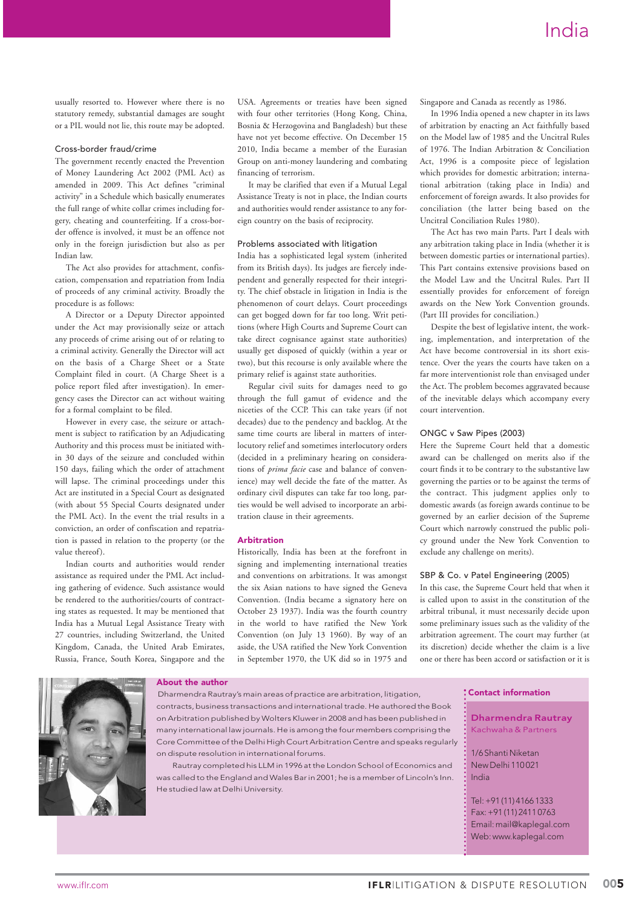usually resorted to. However where there is no statutory remedy, substantial damages are sought or a PIL would not lie, this route may be adopted.

### Cross-border fraud/crime

The government recently enacted the Prevention of Money Laundering Act 2002 (PML Act) as amended in 2009. This Act defines "criminal activity" in a Schedule which basically enumerates the full range of white collar crimes including forgery, cheating and counterfeiting. If a cross-border offence is involved, it must be an offence not only in the foreign jurisdiction but also as per Indian law.

The Act also provides for attachment, confiscation, compensation and repatriation from India of proceeds of any criminal activity. Broadly the procedure is as follows:

A Director or a Deputy Director appointed under the Act may provisionally seize or attach any proceeds of crime arising out of or relating to a criminal activity. Generally the Director will act on the basis of a Charge Sheet or a State Complaint filed in court. (A Charge Sheet is a police report filed after investigation). In emergency cases the Director can act without waiting for a formal complaint to be filed.

However in every case, the seizure or attachment is subject to ratification by an Adjudicating Authority and this process must be initiated within 30 days of the seizure and concluded within 150 days, failing which the order of attachment will lapse. The criminal proceedings under this Act are instituted in a Special Court as designated (with about 55 Special Courts designated under the PML Act). In the event the trial results in a conviction, an order of confiscation and repatriation is passed in relation to the property (or the value thereof).

Indian courts and authorities would render assistance as required under the PML Act including gathering of evidence. Such assistance would be rendered to the authorities/courts of contracting states as requested. It may be mentioned that India has a Mutual Legal Assistance Treaty with 27 countries, including Switzerland, the United Kingdom, Canada, the United Arab Emirates, Russia, France, South Korea, Singapore and the USA. Agreements or treaties have been signed with four other territories (Hong Kong, China, Bosnia & Herzogovina and Bangladesh) but these have not yet become effective. On December 15 2010, India became a member of the Eurasian Group on anti-money laundering and combating financing of terrorism.

It may be clarified that even if a Mutual Legal Assistance Treaty is not in place, the Indian courts and authorities would render assistance to any foreign country on the basis of reciprocity.

### Problems associated with litigation

India has a sophisticated legal system (inherited from its British days). Its judges are fiercely independent and generally respected for their integrity. The chief obstacle in litigation in India is the phenomenon of court delays. Court proceedings can get bogged down for far too long. Writ petitions (where High Courts and Supreme Court can take direct cognisance against state authorities) usually get disposed of quickly (within a year or two), but this recourse is only available where the primary relief is against state authorities.

Regular civil suits for damages need to go through the full gamut of evidence and the niceties of the CCP. This can take years (if not decades) due to the pendency and backlog. At the same time courts are liberal in matters of interlocutory relief and sometimes interlocutory orders (decided in a preliminary hearing on considerations of *prima facie* case and balance of convenience) may well decide the fate of the matter. As ordinary civil disputes can take far too long, parties would be well advised to incorporate an arbitration clause in their agreements.

### Arbitration

Historically, India has been at the forefront in signing and implementing international treaties and conventions on arbitrations. It was amongst the six Asian nations to have signed the Geneva Convention. (India became a signatory here on October 23 1937). India was the fourth country in the world to have ratified the New York Convention (on July 13 1960). By way of an aside, the USA ratified the New York Convention in September 1970, the UK did so in 1975 and Singapore and Canada as recently as 1986.

In 1996 India opened a new chapter in its laws of arbitration by enacting an Act faithfully based on the Model law of 1985 and the Uncitral Rules of 1976. The Indian Arbitration & Conciliation Act, 1996 is a composite piece of legislation which provides for domestic arbitration; international arbitration (taking place in India) and enforcement of foreign awards. It also provides for conciliation (the latter being based on the Uncitral Conciliation Rules 1980).

The Act has two main Parts. Part I deals with any arbitration taking place in India (whether it is between domestic parties or international parties). This Part contains extensive provisions based on the Model Law and the Uncitral Rules. Part II essentially provides for enforcement of foreign awards on the New York Convention grounds. (Part III provides for conciliation.)

Despite the best of legislative intent, the working, implementation, and interpretation of the Act have become controversial in its short existence. Over the years the courts have taken on a far more interventionist role than envisaged under the Act. The problem becomes aggravated because of the inevitable delays which accompany every court intervention.

### ONGC v Saw Pipes (2003)

Here the Supreme Court held that a domestic award can be challenged on merits also if the court finds it to be contrary to the substantive law governing the parties or to be against the terms of the contract. This judgment applies only to domestic awards (as foreign awards continue to be governed by an earlier decision of the Supreme Court which narrowly construed the public policy ground under the New York Convention to exclude any challenge on merits).

### SBP & Co. v Patel Engineering (2005)

In this case, the Supreme Court held that when it is called upon to assist in the constitution of the arbitral tribunal, it must necessarily decide upon some preliminary issues such as the validity of the arbitration agreement. The court may further (at its discretion) decide whether the claim is a live one or there has been accord or satisfaction or it is

**About the author**

Dharmendra Rautray's main areas of practice are arbitration, litigation, contracts, business transactions and international trade. He authored the Book on Arbitration published by Wolters Kluwer in 2008 and has been published in many international law journals. He is among the four members comprising the Core Committee of the Delhi High Court Arbitration Centre and speaks regularly on dispute resolution in international forums.

Rautray completed his LLM in 1996 at the London School of Economics and was called to the England and Wales Bar in 2001; he is a member of Lincoln's Inn. He studied law at Delhi University.

**Contact information**

**Dharmendra Rautray**
Kachwaha & Partners

1/6 Shanti Niketan
New Delhi 110021
India

Tel: +91 (11) 4166 1333
Fax: +91 (11) 2411 0763
Email: mail@kaplegal.com
Web: www.kaplegal.com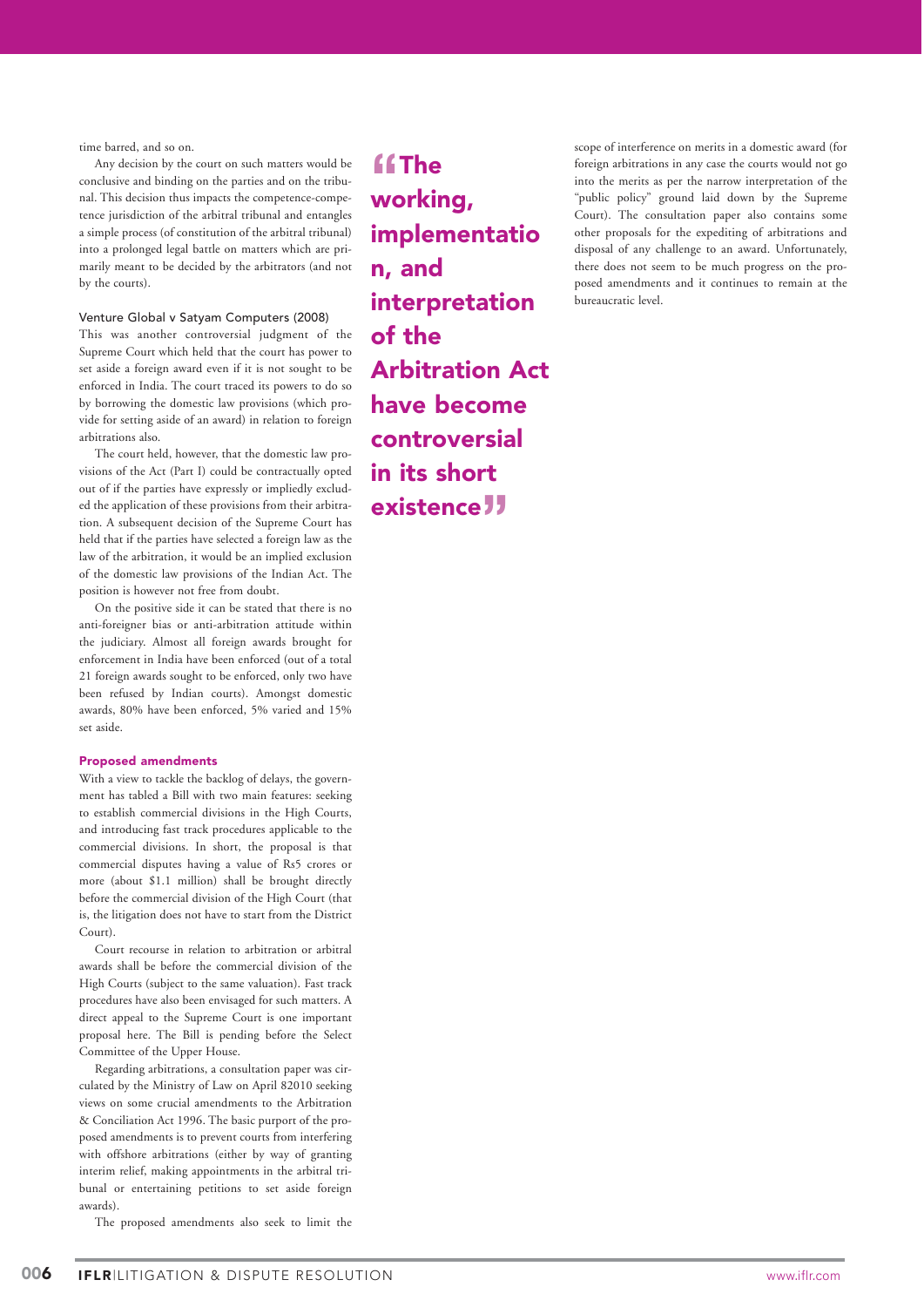time barred, and so on.

Any decision by the court on such matters would be conclusive and binding on the parties and on the tribunal. This decision thus impacts the competence-competence jurisdiction of the arbitral tribunal and entangles a simple process (of constitution of the arbitral tribunal) into a prolonged legal battle on matters which are primarily meant to be decided by the arbitrators (and not by the courts).

### Venture Global v Satyam Computers (2008)

This was another controversial judgment of the Supreme Court which held that the court has power to set aside a foreign award even if it is not sought to be enforced in India. The court traced its powers to do so by borrowing the domestic law provisions (which provide for setting aside of an award) in relation to foreign arbitrations also.

The court held, however, that the domestic law provisions of the Act (Part I) could be contractually opted out of if the parties have expressly or impliedly excluded the application of these provisions from their arbitration. A subsequent decision of the Supreme Court has held that if the parties have selected a foreign law as the law of the arbitration, it would be an implied exclusion of the domestic law provisions of the Indian Act. The position is however not free from doubt.

On the positive side it can be stated that there is no anti-foreigner bias or anti-arbitration attitude within the judiciary. Almost all foreign awards brought for enforcement in India have been enforced (out of a total 21 foreign awards sought to be enforced, only two have been refused by Indian courts). Amongst domestic awards, 80% have been enforced, 5% varied and 15% set aside.

## Proposed amendments

With a view to tackle the backlog of delays, the government has tabled a Bill with two main features: seeking to establish commercial divisions in the High Courts, and introducing fast track procedures applicable to the commercial divisions. In short, the proposal is that commercial disputes having a value of Rs5 crores or more (about $1.1 million) shall be brought directly before the commercial division of the High Court (that is, the litigation does not have to start from the District Court).

Court recourse in relation to arbitration or arbitral awards shall be before the commercial division of the High Courts (subject to the same valuation). Fast track procedures have also been envisaged for such matters. A direct appeal to the Supreme Court is one important proposal here. The Bill is pending before the Select Committee of the Upper House.

Regarding arbitrations, a consultation paper was circulated by the Ministry of Law on April 82010 seeking views on some crucial amendments to the Arbitration & Conciliation Act 1996. The basic purport of the proposed amendments is to prevent courts from interfering with offshore arbitrations (either by way of granting interim relief, making appointments in the arbitral tribunal or entertaining petitions to set aside foreign awards).

The proposed amendments also seek to limit the scope of interference on merits in a domestic award (for foreign arbitrations in any case the courts would not go into the merits as per the narrow interpretation of the "public policy" ground laid down by the Supreme Court). The consultation paper also contains some other proposals for the expediting of arbitrations and disposal of any challenge to an award. Unfortunately, there does not seem to be much progress on the proposed amendments and it continues to remain at the bureaucratic level.

> "The working, implementation, and interpretation of the Arbitration Act have become controversial in its short existence"